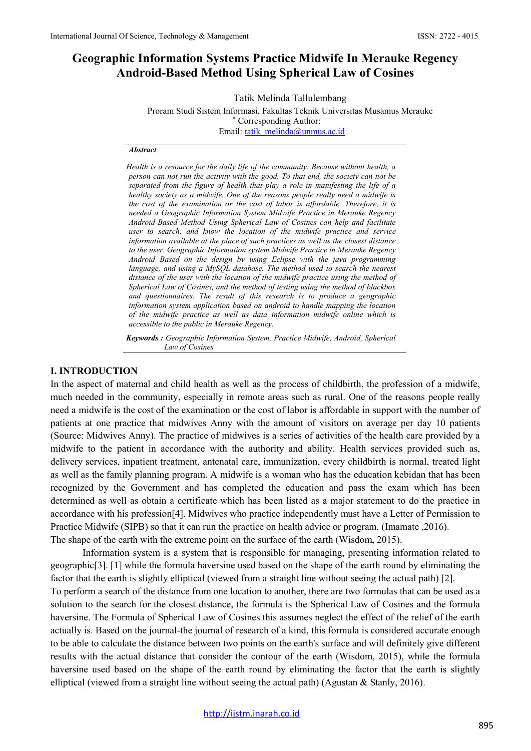# Geographic Information Systems Practice Midwife In Merauke Regency Android-Based Method Using Spherical Law of Cosines

Tatik Melinda Tallulembang

Proram Studi Sistem Informasi, Fakultas Teknik Universitas Musamus Merauke

[*] Corresponding Author:

Email: tatik_melinda@unmus.ac.id

***Abstract***

*Health is a resource for the daily life of the community. Because without health, a person can not run the activity with the good. To that end, the society can not be separated from the figure of health that play a role in manifesting the life of a healthy society as a midwife. One of the reasons people really need a midwife is the cost of the examination or the cost of labor is affordable. Therefore, it is needed a Geographic Information System Midwife Practice in Merauke Regency Android-Based Method Using Spherical Law of Cosines can help and facilitate user to search, and know the location of the midwife practice and service information available at the place of such practices as well as the closest distance to the user. Geographic Information system Midwife Practice in Merauke Regency Android Based on the design by using Eclipse with the java programming language, and using a MySQL database. The method used to search the nearest distance of the user with the location of the midwife practice using the method of Spherical Law of Cosines, and the method of testing using the method of blackbox and questionnaires. The result of this research is to produce a geographic information system application based on android to handle mapping the location of the midwife practice as well as data information midwife online which is accessible to the public in Merauke Regency.*

***Keywords :*** *Geographic Information System, Practice Midwife, Android, Spherical Law of Cosines*

## I. INTRODUCTION

In the aspect of maternal and child health as well as the process of childbirth, the profession of a midwife, much needed in the community, especially in remote areas such as rural. One of the reasons people really need a midwife is the cost of the examination or the cost of labor is affordable in support with the number of patients at one practice that midwives Anny with the amount of visitors on average per day 10 patients (Source: Midwives Anny). The practice of midwives is a series of activities of the health care provided by a midwife to the patient in accordance with the authority and ability. Health services provided such as, delivery services, inpatient treatment, antenatal care, immunization, every childbirth is normal, treated light as well as the family planning program. A midwife is a woman who has the education kebidan that has been recognized by the Government and has completed the education and pass the exam which has been determined as well as obtain a certificate which has been listed as a major statement to do the practice in accordance with his profession[4]. Midwives who practice independently must have a Letter of Permission to Practice Midwife (SIPB) so that it can run the practice on health advice or program. (Imamate ,2016).

The shape of the earth with the extreme point on the surface of the earth (Wisdom, 2015).

Information system is a system that is responsible for managing, presenting information related to geographic[3]. [1] while the formula haversine used based on the shape of the earth round by eliminating the factor that the earth is slightly elliptical (viewed from a straight line without seeing the actual path) [2].

To perform a search of the distance from one location to another, there are two formulas that can be used as a solution to the search for the closest distance, the formula is the Spherical Law of Cosines and the formula haversine. The Formula of Spherical Law of Cosines this assumes neglect the effect of the relief of the earth actually is. Based on the journal-the journal of research of a kind, this formula is considered accurate enough to be able to calculate the distance between two points on the earth's surface and will definitely give different results with the actual distance that consider the contour of the earth (Wisdom, 2015), while the formula haversine used based on the shape of the earth round by eliminating the factor that the earth is slightly elliptical (viewed from a straight line without seeing the actual path) (Agustan & Stanly, 2016).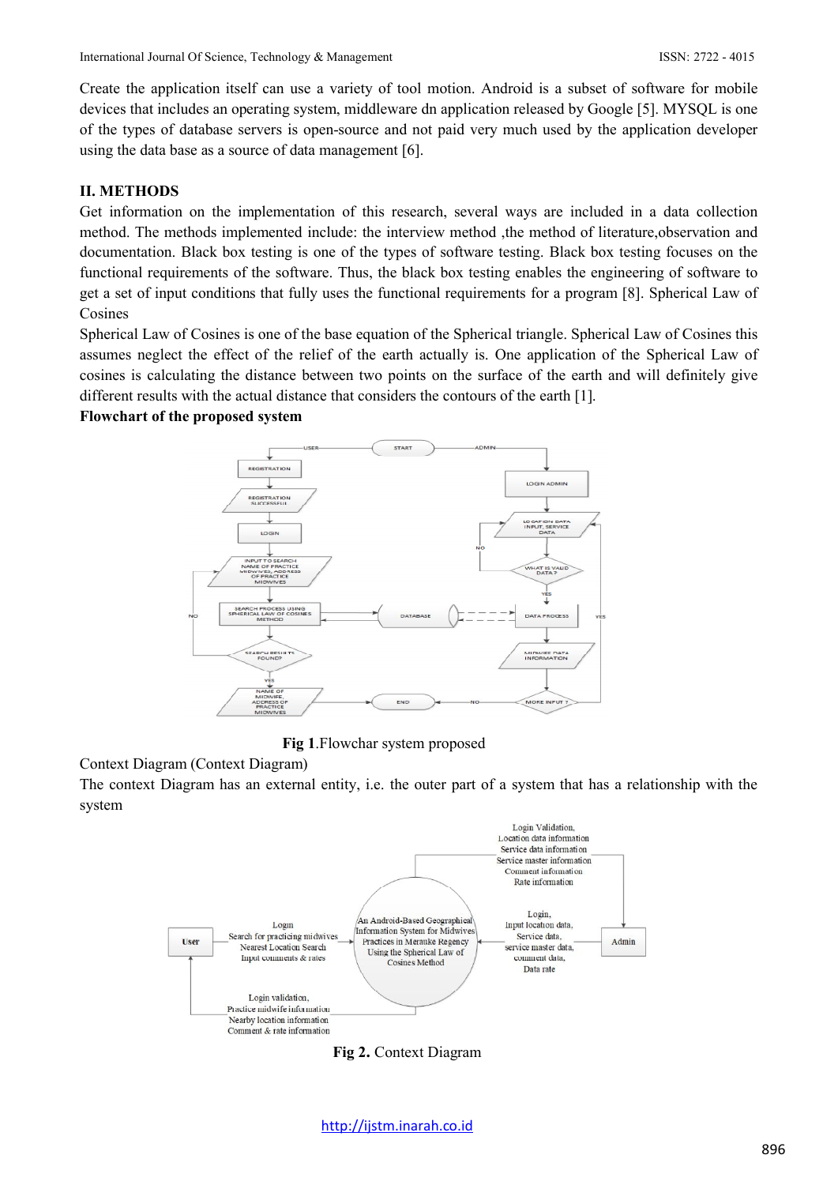Create the application itself can use a variety of tool motion. Android is a subset of software for mobile devices that includes an operating system, middleware dn application released by Google [5]. MYSQL is one of the types of database servers is open-source and not paid very much used by the application developer using the data base as a source of data management [6].

## II. METHODS

Get information on the implementation of this research, several ways are included in a data collection method. The methods implemented include: the interview method ,the method of literature,observation and documentation. Black box testing is one of the types of software testing. Black box testing focuses on the functional requirements of the software. Thus, the black box testing enables the engineering of software to get a set of input conditions that fully uses the functional requirements for a program [8]. Spherical Law of Cosines

Spherical Law of Cosines is one of the base equation of the Spherical triangle. Spherical Law of Cosines this assumes neglect the effect of the relief of the earth actually is. One application of the Spherical Law of cosines is calculating the distance between two points on the surface of the earth and will definitely give different results with the actual distance that considers the contours of the earth [1].

**Flowchart of the proposed system**

**Fig 1**.Flowchar system proposed

Context Diagram (Context Diagram)

The context Diagram has an external entity, i.e. the outer part of a system that has a relationship with the system

**Fig 2.** Context Diagram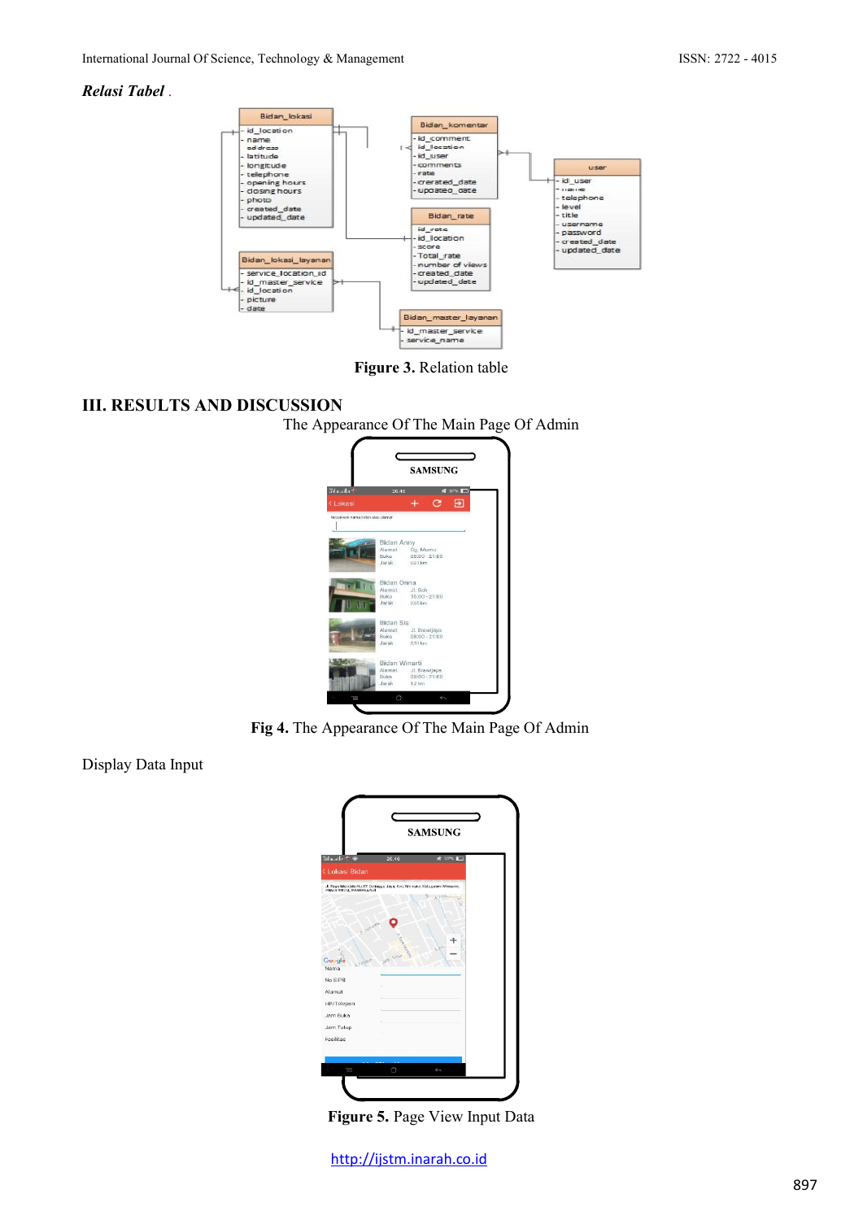***Relasi Tabel .***

**Figure 3.** Relation table

## III. RESULTS AND DISCUSSION

The Appearance Of The Main Page Of Admin

**Fig 4.** The Appearance Of The Main Page Of Admin

Display Data Input

**Figure 5.** Page View Input Data

http://ijstm.inarah.co.id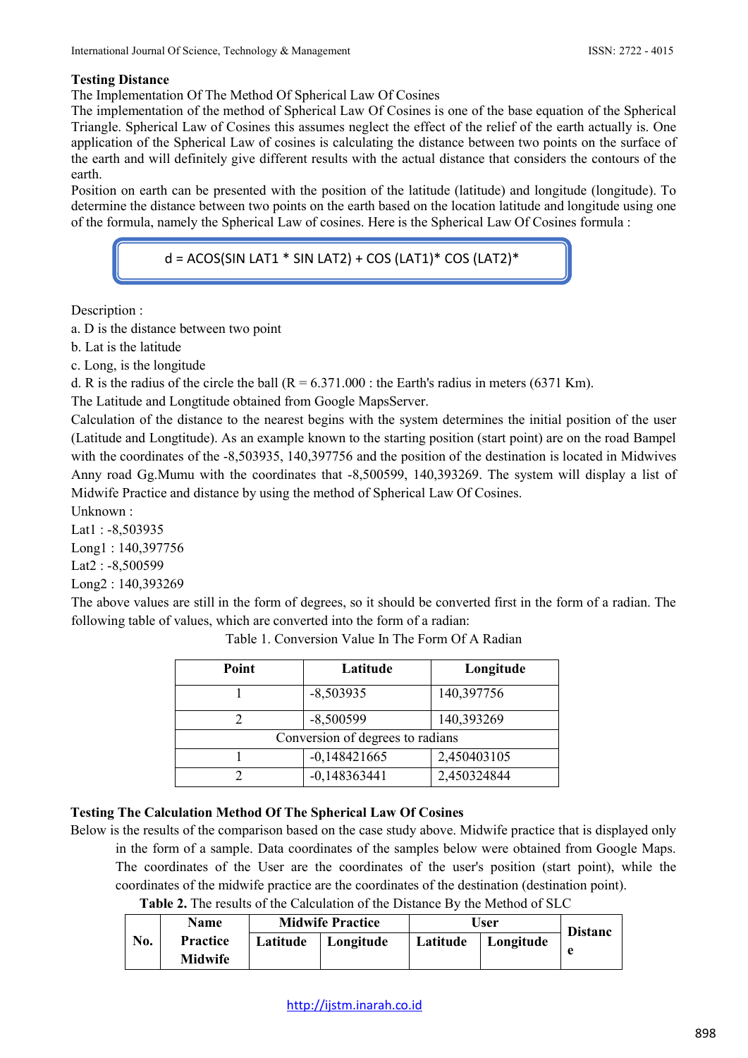**Testing Distance**

The Implementation Of The Method Of Spherical Law Of Cosines

The implementation of the method of Spherical Law Of Cosines is one of the base equation of the Spherical Triangle. Spherical Law of Cosines this assumes neglect the effect of the relief of the earth actually is. One application of the Spherical Law of cosines is calculating the distance between two points on the surface of the earth and will definitely give different results with the actual distance that considers the contours of the earth.

Position on earth can be presented with the position of the latitude (latitude) and longitude (longitude). To determine the distance between two points on the earth based on the location latitude and longitude using one of the formula, namely the Spherical Law of cosines. Here is the Spherical Law Of Cosines formula :

d = ACOS(SIN LAT1 * SIN LAT2) + COS (LAT1)* COS (LAT2)*

Description :

a. D is the distance between two point

b. Lat is the latitude

c. Long, is the longitude

d. R is the radius of the circle the ball (R = 6.371.000 : the Earth's radius in meters (6371 Km).

The Latitude and Longtitude obtained from Google MapsServer.

Calculation of the distance to the nearest begins with the system determines the initial position of the user (Latitude and Longtitude). As an example known to the starting position (start point) are on the road Bampel with the coordinates of the -8,503935, 140,397756 and the position of the destination is located in Midwives Anny road Gg.Mumu with the coordinates that -8,500599, 140,393269. The system will display a list of Midwife Practice and distance by using the method of Spherical Law Of Cosines.

Unknown :

Lat1 : -8,503935

Long1 : 140,397756

Lat2 : -8,500599

Long2 : 140,393269

The above values are still in the form of degrees, so it should be converted first in the form of a radian. The following table of values, which are converted into the form of a radian:

Table 1. Conversion Value In The Form Of A Radian

| Point | Latitude | Longitude |
|---|---|---|
| 1 | -8,503935 | 140,397756 |
| 2 | -8,500599 | 140,393269 |
| Conversion of degrees to radians | | |
| 1 | -0,148421665 | 2,450403105 |
| 2 | -0,148363441 | 2,450324844 |

**Testing The Calculation Method Of The Spherical Law Of Cosines**

Below is the results of the comparison based on the case study above. Midwife practice that is displayed only in the form of a sample. Data coordinates of the samples below were obtained from Google Maps. The coordinates of the User are the coordinates of the user's position (start point), while the coordinates of the midwife practice are the coordinates of the destination (destination point).

**Table 2.** The results of the Calculation of the Distance By the Method of SLC

| No. | Name Practice Midwife | Midwife Practice | | User | | Distance |
|---|---|---|---|---|---|---|
| | | Latitude | Longitude | Latitude | Longitude | |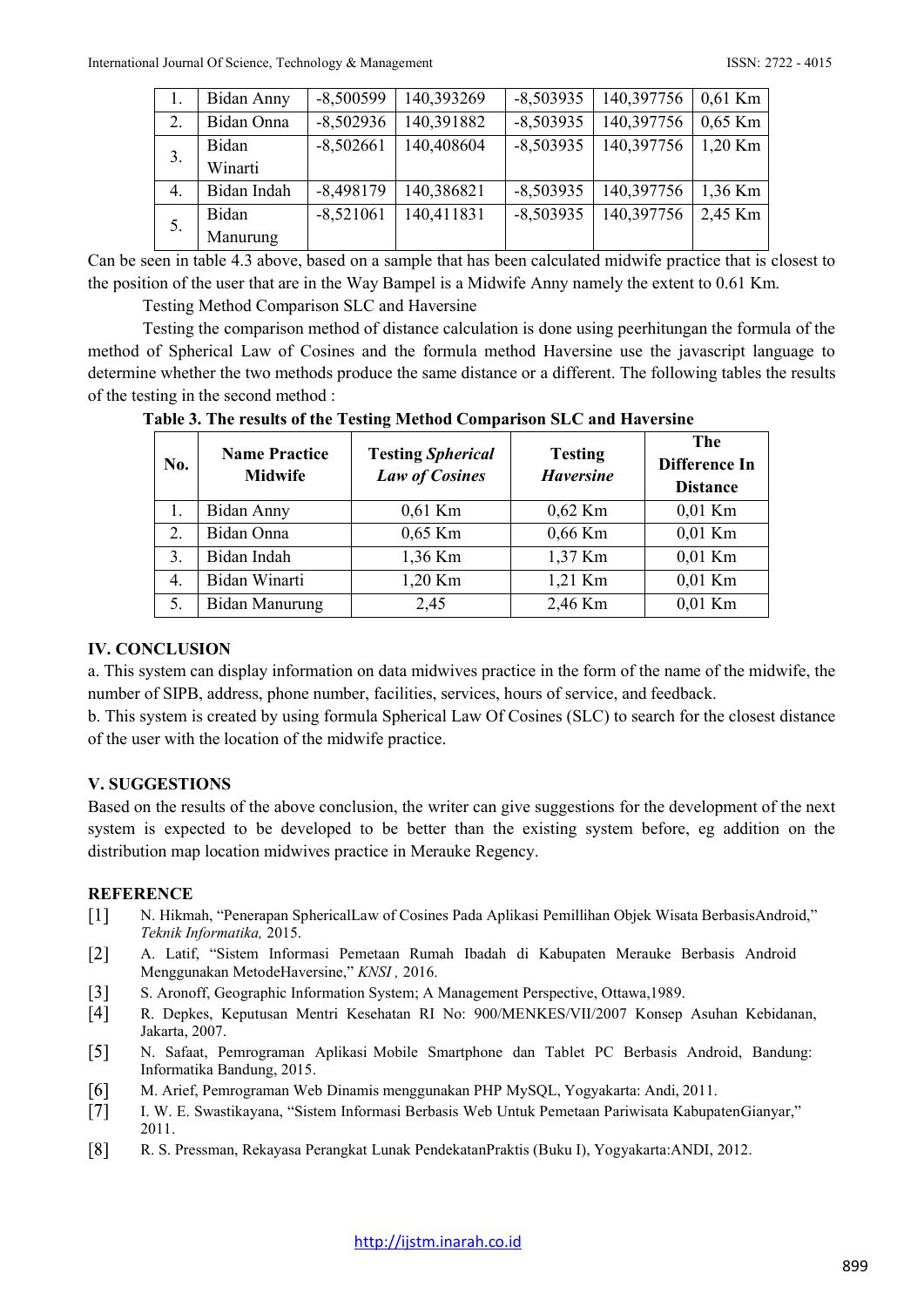| | | | | | | |
|---|---|---|---|---|---|---|
| 1. | Bidan Anny | -8,500599 | 140,393269 | -8,503935 | 140,397756 | 0,61 Km |
| 2. | Bidan Onna | -8,502936 | 140,391882 | -8,503935 | 140,397756 | 0,65 Km |
| 3. | Bidan Winarti | -8,502661 | 140,408604 | -8,503935 | 140,397756 | 1,20 Km |
| 4. | Bidan Indah | -8,498179 | 140,386821 | -8,503935 | 140,397756 | 1,36 Km |
| 5. | Bidan Manurung | -8,521061 | 140,411831 | -8,503935 | 140,397756 | 2,45 Km |

Can be seen in table 4.3 above, based on a sample that has been calculated midwife practice that is closest to the position of the user that are in the Way Bampel is a Midwife Anny namely the extent to 0.61 Km.

Testing Method Comparison SLC and Haversine

Testing the comparison method of distance calculation is done using peerhitungan the formula of the method of Spherical Law of Cosines and the formula method Haversine use the javascript language to determine whether the two methods produce the same distance or a different. The following tables the results of the testing in the second method :

**Table 3. The results of the Testing Method Comparison SLC and Haversine**

| No. | Name Practice Midwife | Testing *Spherical Law of Cosines* | Testing *Haversine* | The Difference In Distance |
|---|---|---|---|---|
| 1. | Bidan Anny | 0,61 Km | 0,62 Km | 0,01 Km |
| 2. | Bidan Onna | 0,65 Km | 0,66 Km | 0,01 Km |
| 3. | Bidan Indah | 1,36 Km | 1,37 Km | 0,01 Km |
| 4. | Bidan Winarti | 1,20 Km | 1,21 Km | 0,01 Km |
| 5. | Bidan Manurung | 2,45 | 2,46 Km | 0,01 Km |

## IV. CONCLUSION

a. This system can display information on data midwives practice in the form of the name of the midwife, the number of SIPB, address, phone number, facilities, services, hours of service, and feedback.

b. This system is created by using formula Spherical Law Of Cosines (SLC) to search for the closest distance of the user with the location of the midwife practice.

## V. SUGGESTIONS

Based on the results of the above conclusion, the writer can give suggestions for the development of the next system is expected to be developed to be better than the existing system before, eg addition on the distribution map location midwives practice in Merauke Regency.

## REFERENCE

[1] N. Hikmah, "Penerapan SphericalLaw of Cosines Pada Aplikasi Pemillihan Objek Wisata BerbasisAndroid," *Teknik Informatika,* 2015.

[2] A. Latif, "Sistem Informasi Pemetaan Rumah Ibadah di Kabupaten Merauke Berbasis Android Menggunakan MetodeHaversine," *KNSI ,* 2016.

[3] S. Aronoff, Geographic Information System; A Management Perspective, Ottawa,1989.

[4] R. Depkes, Keputusan Mentri Kesehatan RI No: 900/MENKES/VII/2007 Konsep Asuhan Kebidanan, Jakarta, 2007.

[5] N. Safaat, Pemrograman Aplikasi Mobile Smartphone dan Tablet PC Berbasis Android, Bandung: Informatika Bandung, 2015.

[6] M. Arief, Pemrograman Web Dinamis menggunakan PHP MySQL, Yogyakarta: Andi, 2011.

[7] I. W. E. Swastikayana, "Sistem Informasi Berbasis Web Untuk Pemetaan Pariwisata KabupatenGianyar," 2011.

[8] R. S. Pressman, Rekayasa Perangkat Lunak PendekatanPraktis (Buku I), Yogyakarta:ANDI, 2012.